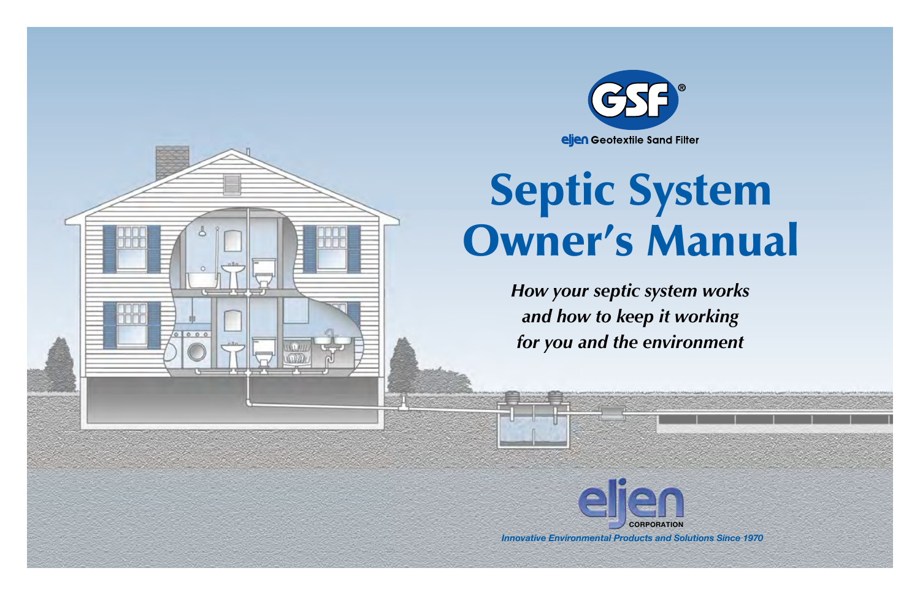GSF®

eljen Geotextile Sand Filter

# Septic System Owner's Manual

*How your septic system works*
*and how to keep it working*
*for you and the environment*

eljen CORPORATION

*Innovative Environmental Products and Solutions Since 1970*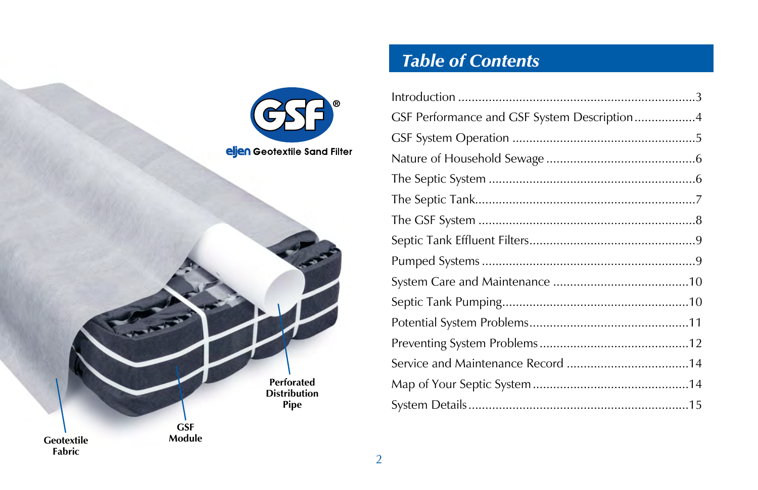GSF®

eljen Geotextile Sand Filter

Geotextile Fabric

GSF Module

Perforated Distribution Pipe

## Table of Contents

| | |
|---|---|
| Introduction | 3 |
| GSF Performance and GSF System Description | 4 |
| GSF System Operation | 5 |
| Nature of Household Sewage | 6 |
| The Septic System | 6 |
| The Septic Tank | 7 |
| The GSF System | 8 |
| Septic Tank Effluent Filters | 9 |
| Pumped Systems | 9 |
| System Care and Maintenance | 10 |
| Septic Tank Pumping | 10 |
| Potential System Problems | 11 |
| Preventing System Problems | 12 |
| Service and Maintenance Record | 14 |
| Map of Your Septic System | 14 |
| System Details | 15 |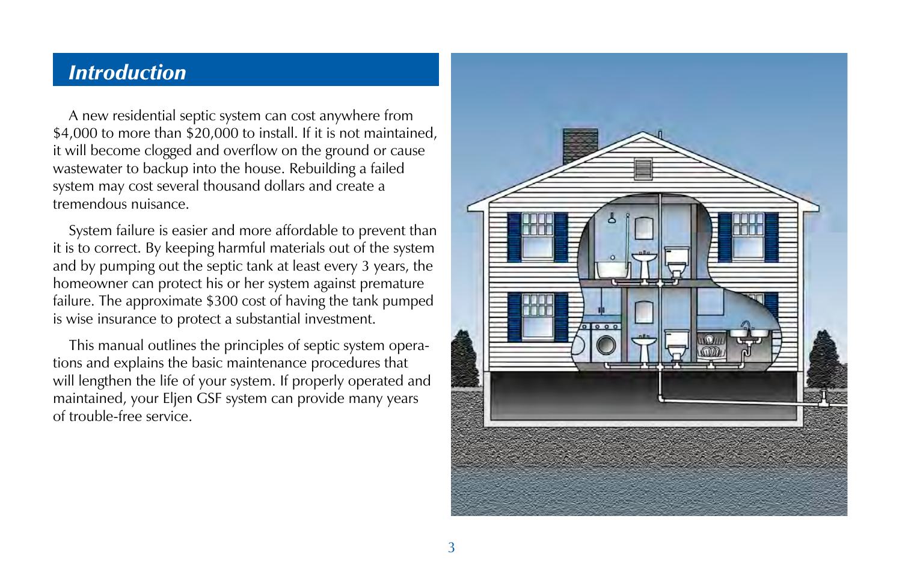## *Introduction*

A new residential septic system can cost anywhere from $4,000 to more than $20,000 to install. If it is not maintained, it will become clogged and overflow on the ground or cause wastewater to backup into the house. Rebuilding a failed system may cost several thousand dollars and create a tremendous nuisance.

System failure is easier and more affordable to prevent than it is to correct. By keeping harmful materials out of the system and by pumping out the septic tank at least every 3 years, the homeowner can protect his or her system against premature failure. The approximate $300 cost of having the tank pumped is wise insurance to protect a substantial investment.

This manual outlines the principles of septic system operations and explains the basic maintenance procedures that will lengthen the life of your system. If properly operated and maintained, your Eljen GSF system can provide many years of trouble-free service.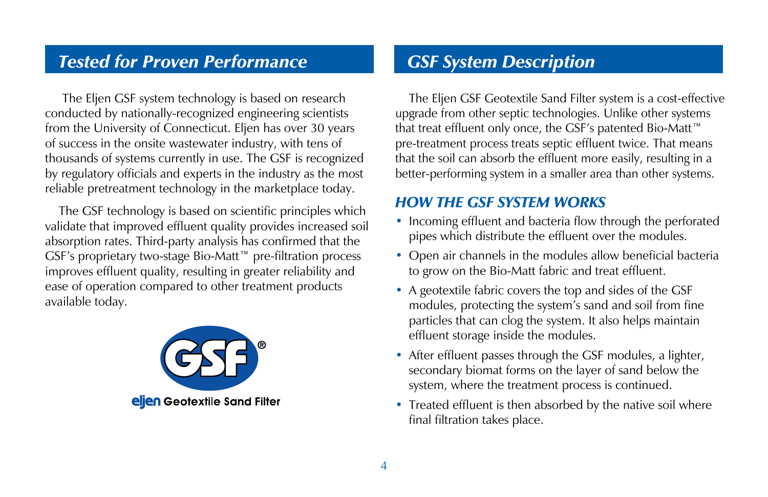## *Tested for Proven Performance*

The Eljen GSF system technology is based on research conducted by nationally-recognized engineering scientists from the University of Connecticut. Eljen has over 30 years of success in the onsite wastewater industry, with tens of thousands of systems currently in use. The GSF is recognized by regulatory officials and experts in the industry as the most reliable pretreatment technology in the marketplace today.

The GSF technology is based on scientific principles which validate that improved effluent quality provides increased soil absorption rates. Third-party analysis has confirmed that the GSF's proprietary two-stage Bio-Matt™ pre-filtration process improves effluent quality, resulting in greater reliability and ease of operation compared to other treatment products available today.

GSF®

eljen Geotextile Sand Filter

## *GSF System Description*

The Eljen GSF Geotextile Sand Filter system is a cost-effective upgrade from other septic technologies. Unlike other systems that treat effluent only once, the GSF's patented Bio-Matt™ pre-treatment process treats septic effluent twice. That means that the soil can absorb the effluent more easily, resulting in a better-performing system in a smaller area than other systems.

### *HOW THE GSF SYSTEM WORKS*

- Incoming effluent and bacteria flow through the perforated pipes which distribute the effluent over the modules.
- Open air channels in the modules allow beneficial bacteria to grow on the Bio-Matt fabric and treat effluent.
- A geotextile fabric covers the top and sides of the GSF modules, protecting the system's sand and soil from fine particles that can clog the system. It also helps maintain effluent storage inside the modules.
- After effluent passes through the GSF modules, a lighter, secondary biomat forms on the layer of sand below the system, where the treatment process is continued.
- Treated effluent is then absorbed by the native soil where final filtration takes place.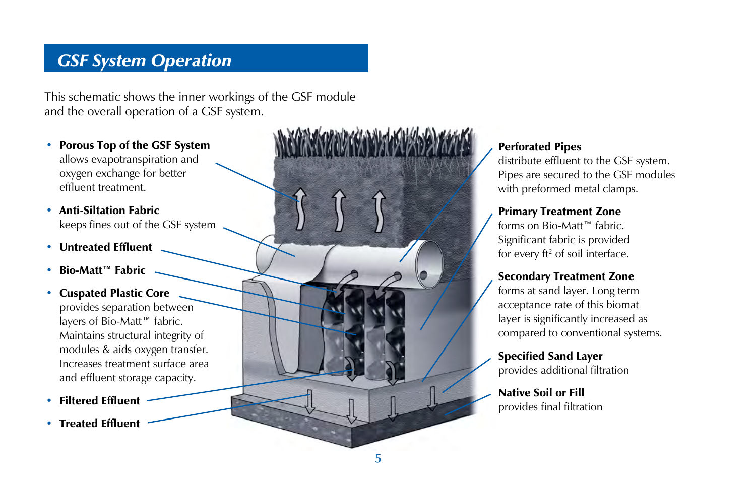## GSF System Operation

This schematic shows the inner workings of the GSF module and the overall operation of a GSF system.

- **Porous Top of the GSF System** allows evapotranspiration and oxygen exchange for better effluent treatment.
- **Anti-Siltation Fabric** keeps fines out of the GSF system
- **Untreated Effluent**
- **Bio-Matt™ Fabric**
- **Cuspated Plastic Core** provides separation between layers of Bio-Matt™ fabric. Maintains structural integrity of modules & aids oxygen transfer. Increases treatment surface area and effluent storage capacity.
- **Filtered Effluent**
- **Treated Effluent**

**Perforated Pipes**
distribute effluent to the GSF system. Pipes are secured to the GSF modules with preformed metal clamps.

**Primary Treatment Zone**
forms on Bio-Matt™ fabric. Significant fabric is provided for every $ft^2$ of soil interface.

**Secondary Treatment Zone**
forms at sand layer. Long term acceptance rate of this biomat layer is significantly increased as compared to conventional systems.

**Specified Sand Layer**
provides additional filtration

**Native Soil or Fill**
provides final filtration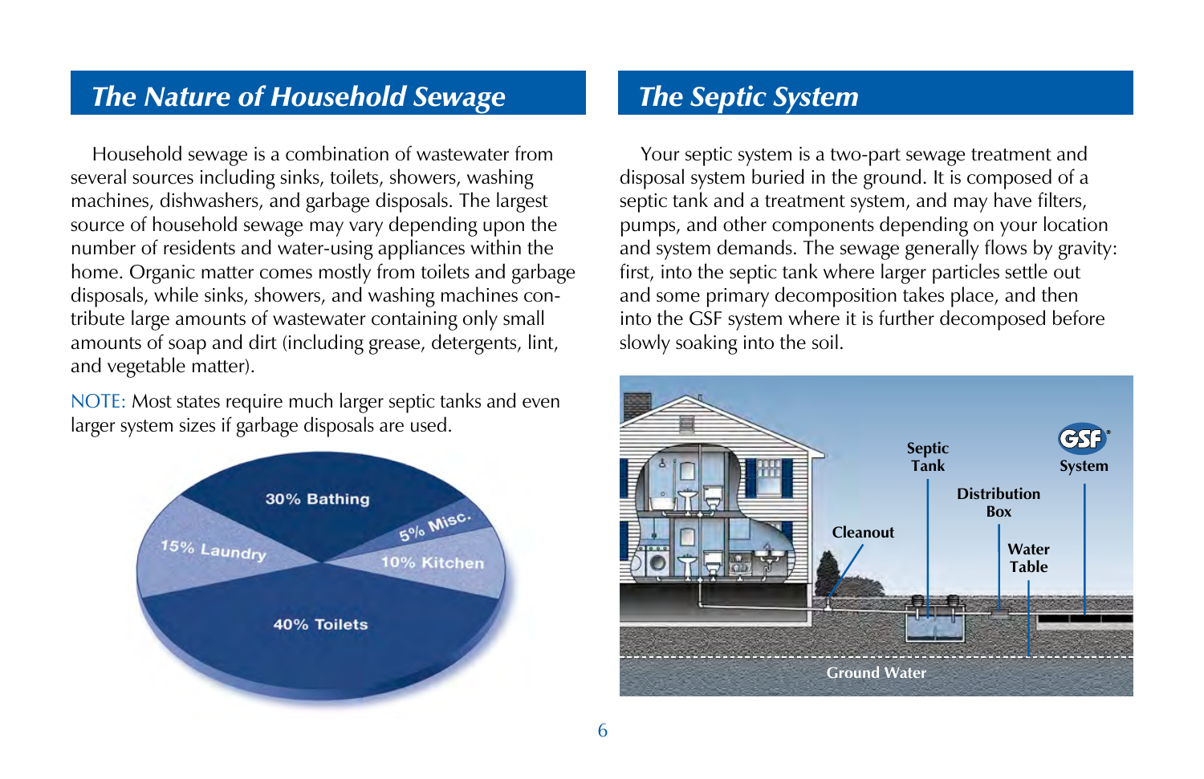## The Nature of Household Sewage

Household sewage is a combination of wastewater from several sources including sinks, toilets, showers, washing machines, dishwashers, and garbage disposals. The largest source of household sewage may vary depending upon the number of residents and water-using appliances within the home. Organic matter comes mostly from toilets and garbage disposals, while sinks, showers, and washing machines contribute large amounts of wastewater containing only small amounts of soap and dirt (including grease, detergents, lint, and vegetable matter).

NOTE: Most states require much larger septic tanks and even larger system sizes if garbage disposals are used.

30% Bathing
5% Misc.
10% Kitchen
15% Laundry
40% Toilets

## The Septic System

Your septic system is a two-part sewage treatment and disposal system buried in the ground. It is composed of a septic tank and a treatment system, and may have filters, pumps, and other components depending on your location and system demands. The sewage generally flows by gravity: first, into the septic tank where larger particles settle out and some primary decomposition takes place, and then into the GSF system where it is further decomposed before slowly soaking into the soil.

Septic Tank
GSF System
Distribution Box
Cleanout
Water Table
Ground Water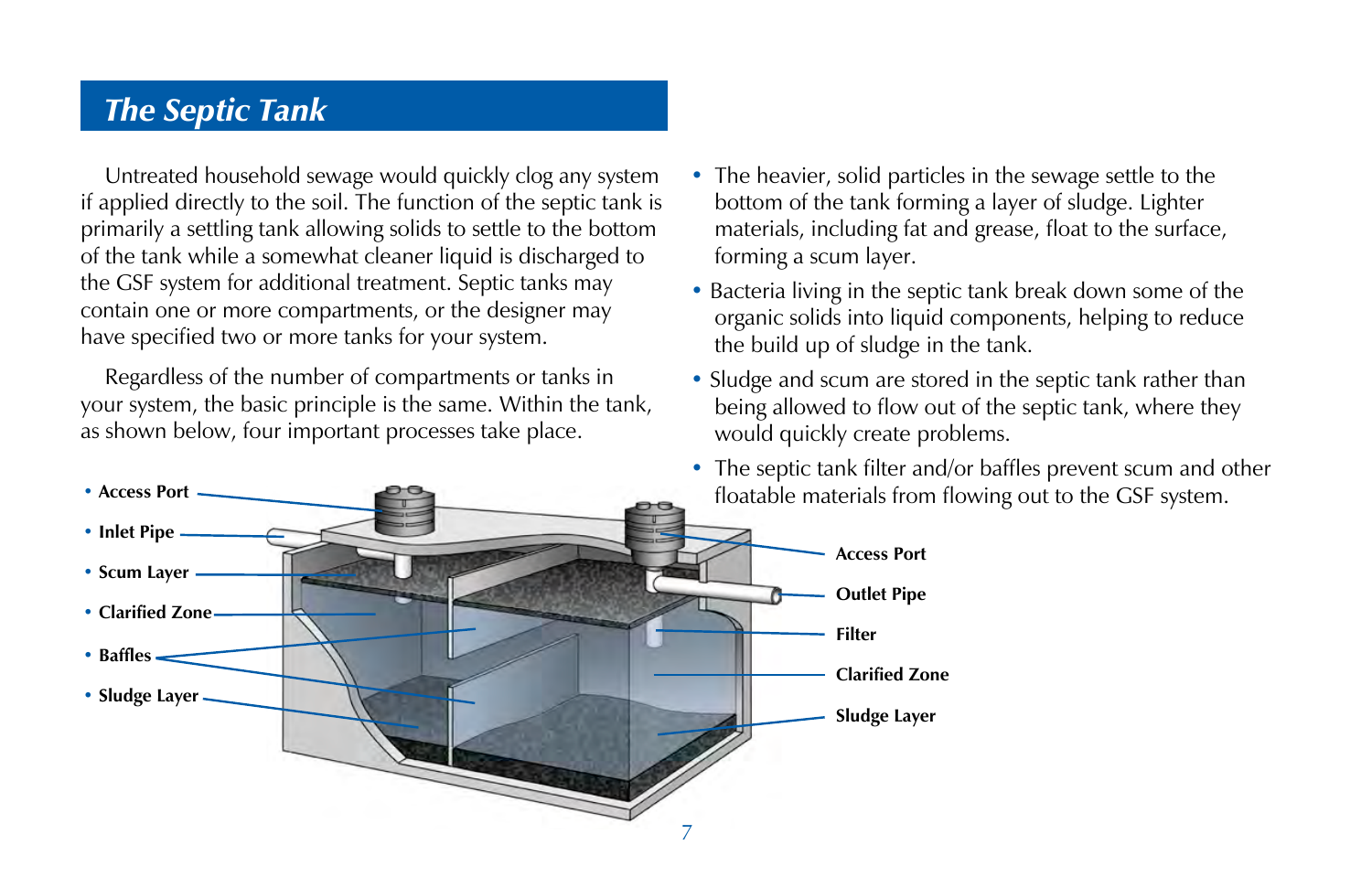## *The Septic Tank*

Untreated household sewage would quickly clog any system if applied directly to the soil. The function of the septic tank is primarily a settling tank allowing solids to settle to the bottom of the tank while a somewhat cleaner liquid is discharged to the GSF system for additional treatment. Septic tanks may contain one or more compartments, or the designer may have specified two or more tanks for your system.

Regardless of the number of compartments or tanks in your system, the basic principle is the same. Within the tank, as shown below, four important processes take place.

- The heavier, solid particles in the sewage settle to the bottom of the tank forming a layer of sludge. Lighter materials, including fat and grease, float to the surface, forming a scum layer.
- Bacteria living in the septic tank break down some of the organic solids into liquid components, helping to reduce the build up of sludge in the tank.
- Sludge and scum are stored in the septic tank rather than being allowed to flow out of the septic tank, where they would quickly create problems.
- The septic tank filter and/or baffles prevent scum and other floatable materials from flowing out to the GSF system.

- **Access Port**
- **Inlet Pipe**
- **Scum Layer**
- **Clarified Zone**
- **Baffles**
- **Sludge Layer**

**Access Port**

**Outlet Pipe**

**Filter**

**Clarified Zone**

**Sludge Layer**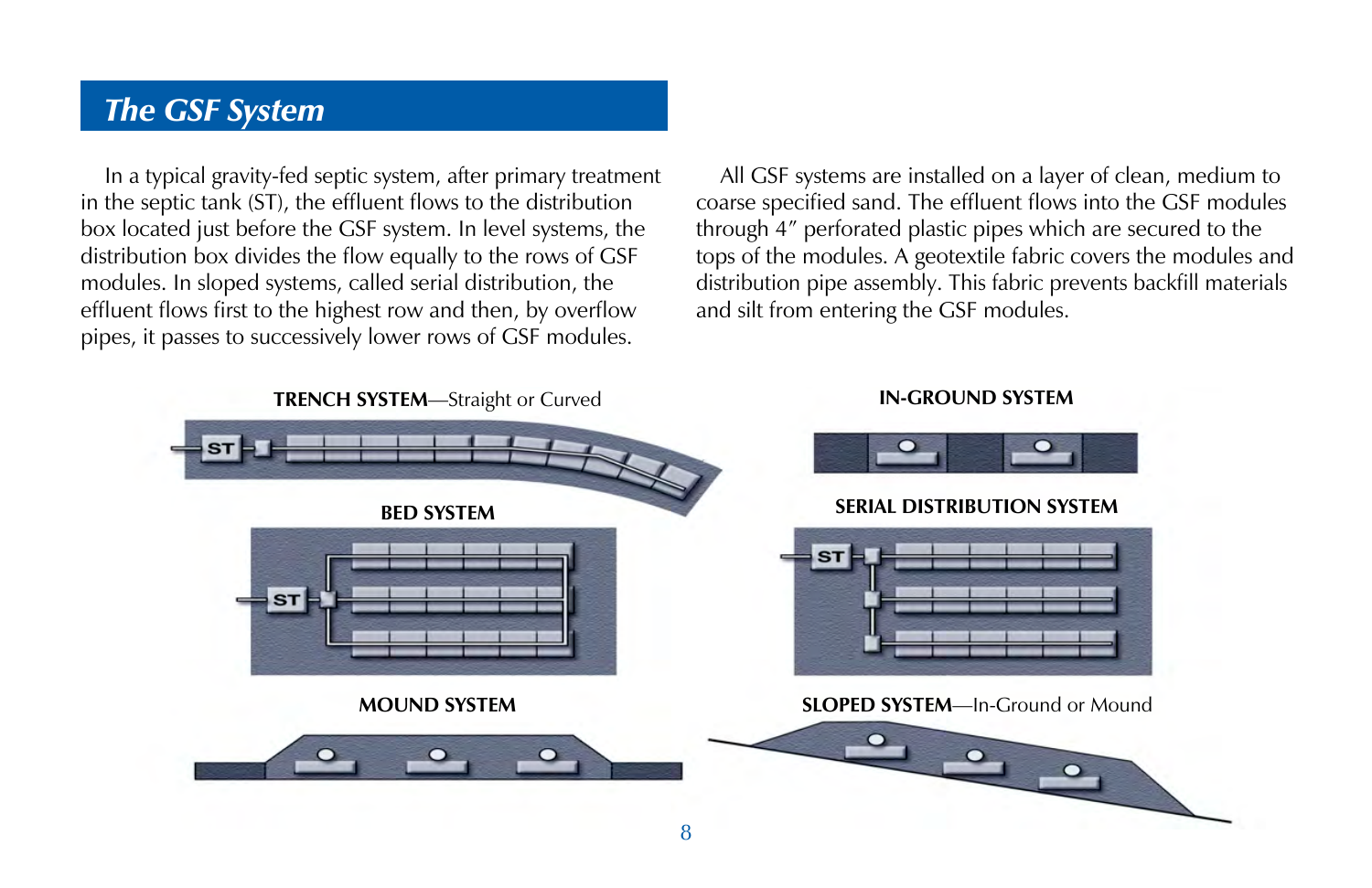## The GSF System

In a typical gravity-fed septic system, after primary treatment in the septic tank (ST), the effluent flows to the distribution box located just before the GSF system. In level systems, the distribution box divides the flow equally to the rows of GSF modules. In sloped systems, called serial distribution, the effluent flows first to the highest row and then, by overflow pipes, it passes to successively lower rows of GSF modules.

All GSF systems are installed on a layer of clean, medium to coarse specified sand. The effluent flows into the GSF modules through 4″ perforated plastic pipes which are secured to the tops of the modules. A geotextile fabric covers the modules and distribution pipe assembly. This fabric prevents backfill materials and silt from entering the GSF modules.

**TRENCH SYSTEM**—Straight or Curved

**IN-GROUND SYSTEM**

**BED SYSTEM**

**SERIAL DISTRIBUTION SYSTEM**

**MOUND SYSTEM**

**SLOPED SYSTEM**—In-Ground or Mound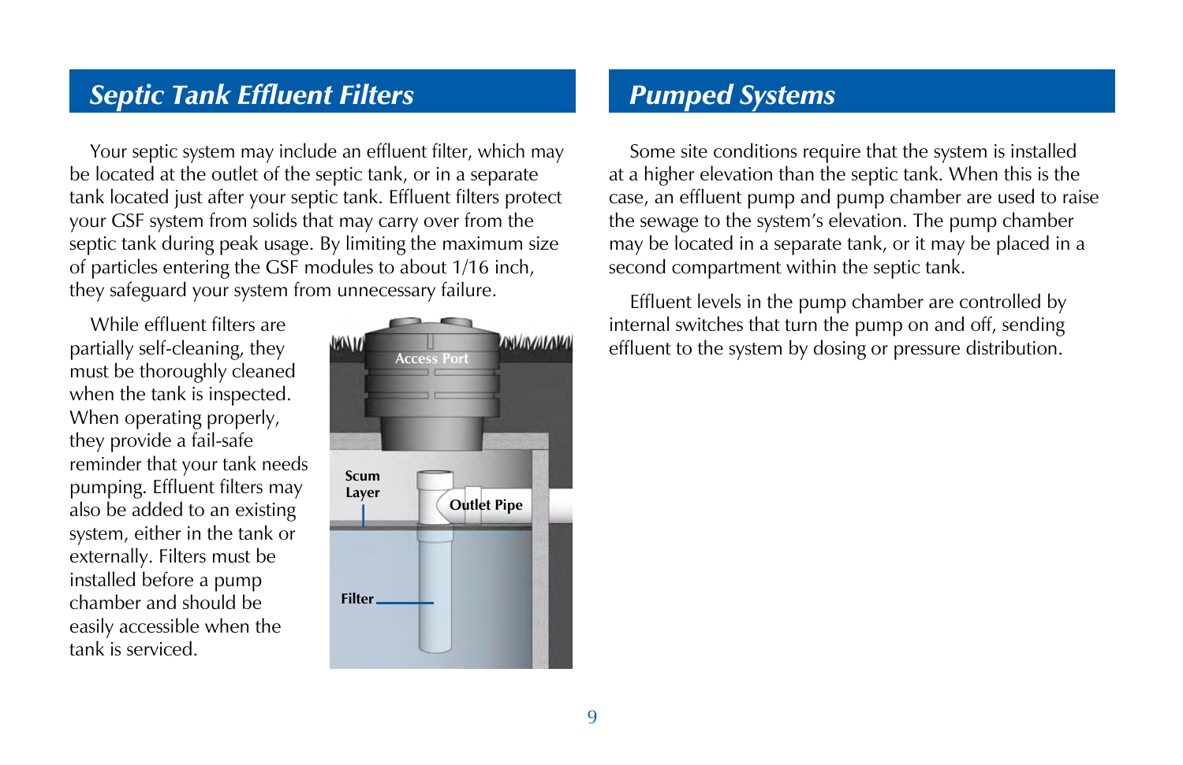## *Septic Tank Effluent Filters*

Your septic system may include an effluent filter, which may be located at the outlet of the septic tank, or in a separate tank located just after your septic tank. Effluent filters protect your GSF system from solids that may carry over from the septic tank during peak usage. By limiting the maximum size of particles entering the GSF modules to about 1/16 inch, they safeguard your system from unnecessary failure.

While effluent filters are partially self-cleaning, they must be thoroughly cleaned when the tank is inspected. When operating properly, they provide a fail-safe reminder that your tank needs pumping. Effluent filters may also be added to an existing system, either in the tank or externally. Filters must be installed before a pump chamber and should be easily accessible when the tank is serviced.

Access Port

Scum Layer

Outlet Pipe

Filter

## *Pumped Systems*

Some site conditions require that the system is installed at a higher elevation than the septic tank. When this is the case, an effluent pump and pump chamber are used to raise the sewage to the system's elevation. The pump chamber may be located in a separate tank, or it may be placed in a second compartment within the septic tank.

Effluent levels in the pump chamber are controlled by internal switches that turn the pump on and off, sending effluent to the system by dosing or pressure distribution.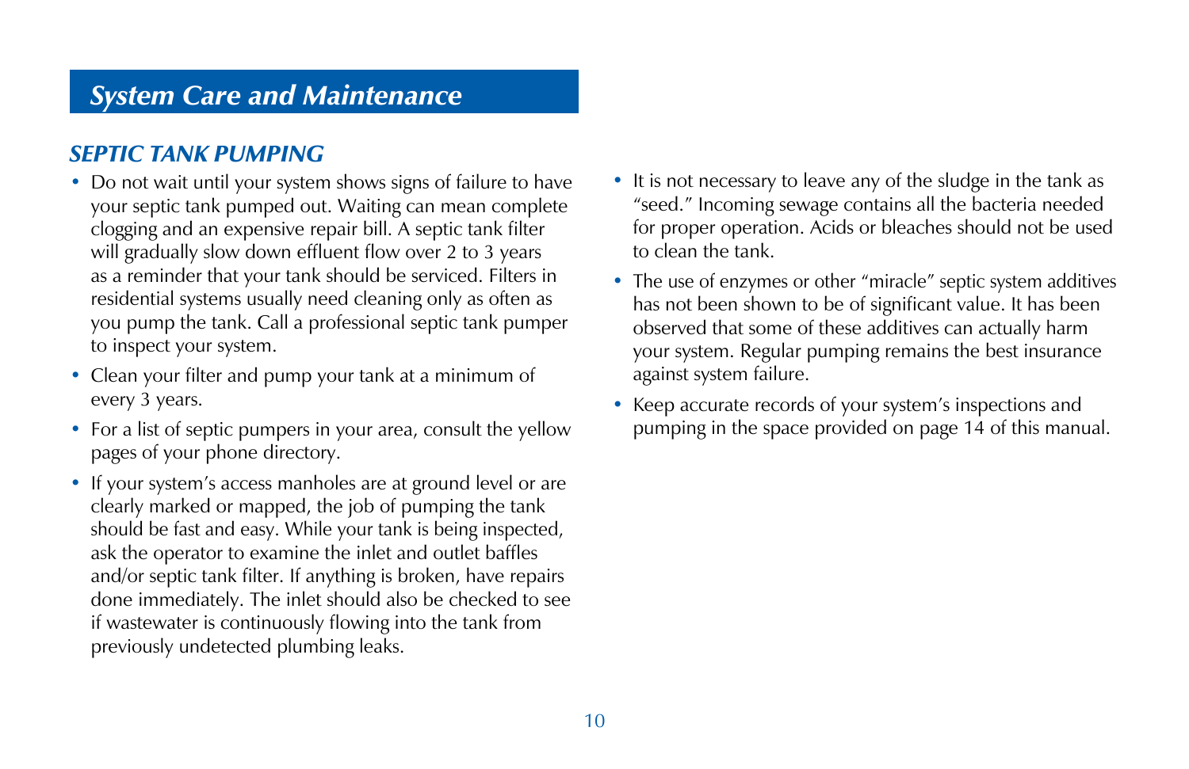## *System Care and Maintenance*

### *SEPTIC TANK PUMPING*

- Do not wait until your system shows signs of failure to have your septic tank pumped out. Waiting can mean complete clogging and an expensive repair bill. A septic tank filter will gradually slow down effluent flow over 2 to 3 years as a reminder that your tank should be serviced. Filters in residential systems usually need cleaning only as often as you pump the tank. Call a professional septic tank pumper to inspect your system.
- Clean your filter and pump your tank at a minimum of every 3 years.
- For a list of septic pumpers in your area, consult the yellow pages of your phone directory.
- If your system's access manholes are at ground level or are clearly marked or mapped, the job of pumping the tank should be fast and easy. While your tank is being inspected, ask the operator to examine the inlet and outlet baffles and/or septic tank filter. If anything is broken, have repairs done immediately. The inlet should also be checked to see if wastewater is continuously flowing into the tank from previously undetected plumbing leaks.
- It is not necessary to leave any of the sludge in the tank as "seed." Incoming sewage contains all the bacteria needed for proper operation. Acids or bleaches should not be used to clean the tank.
- The use of enzymes or other "miracle" septic system additives has not been shown to be of significant value. It has been observed that some of these additives can actually harm your system. Regular pumping remains the best insurance against system failure.
- Keep accurate records of your system's inspections and pumping in the space provided on page 14 of this manual.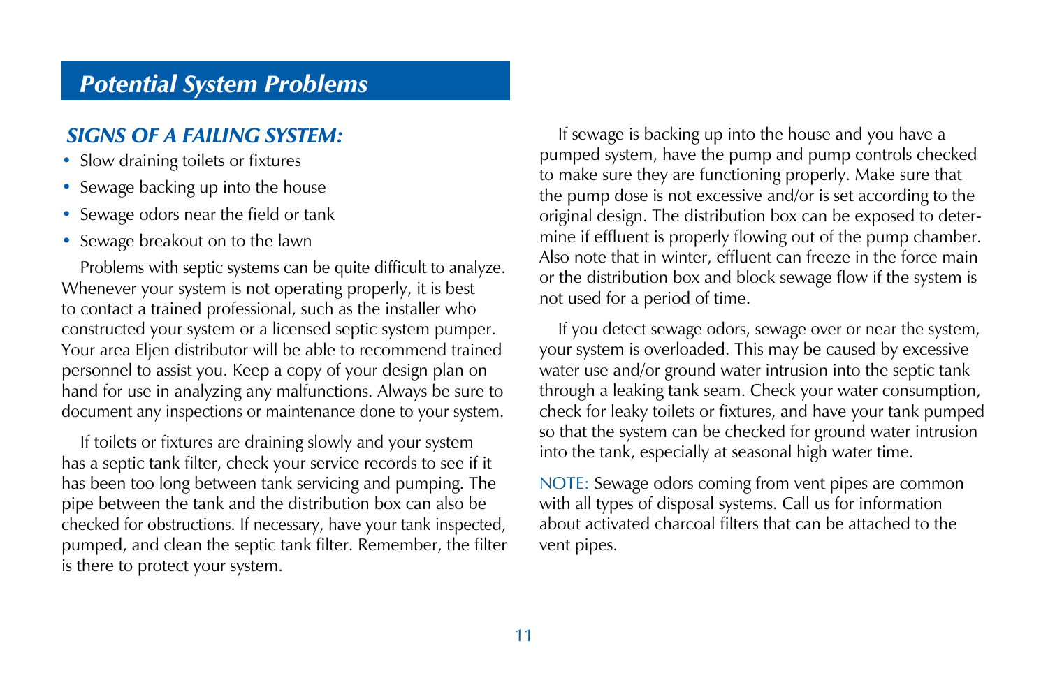## *Potential System Problems*

### *SIGNS OF A FAILING SYSTEM:*

- Slow draining toilets or fixtures
- Sewage backing up into the house
- Sewage odors near the field or tank
- Sewage breakout on to the lawn

Problems with septic systems can be quite difficult to analyze. Whenever your system is not operating properly, it is best to contact a trained professional, such as the installer who constructed your system or a licensed septic system pumper. Your area Eljen distributor will be able to recommend trained personnel to assist you. Keep a copy of your design plan on hand for use in analyzing any malfunctions. Always be sure to document any inspections or maintenance done to your system.

If toilets or fixtures are draining slowly and your system has a septic tank filter, check your service records to see if it has been too long between tank servicing and pumping. The pipe between the tank and the distribution box can also be checked for obstructions. If necessary, have your tank inspected, pumped, and clean the septic tank filter. Remember, the filter is there to protect your system.

If sewage is backing up into the house and you have a pumped system, have the pump and pump controls checked to make sure they are functioning properly. Make sure that the pump dose is not excessive and/or is set according to the original design. The distribution box can be exposed to determine if effluent is properly flowing out of the pump chamber. Also note that in winter, effluent can freeze in the force main or the distribution box and block sewage flow if the system is not used for a period of time.

If you detect sewage odors, sewage over or near the system, your system is overloaded. This may be caused by excessive water use and/or ground water intrusion into the septic tank through a leaking tank seam. Check your water consumption, check for leaky toilets or fixtures, and have your tank pumped so that the system can be checked for ground water intrusion into the tank, especially at seasonal high water time.

NOTE: Sewage odors coming from vent pipes are common with all types of disposal systems. Call us for information about activated charcoal filters that can be attached to the vent pipes.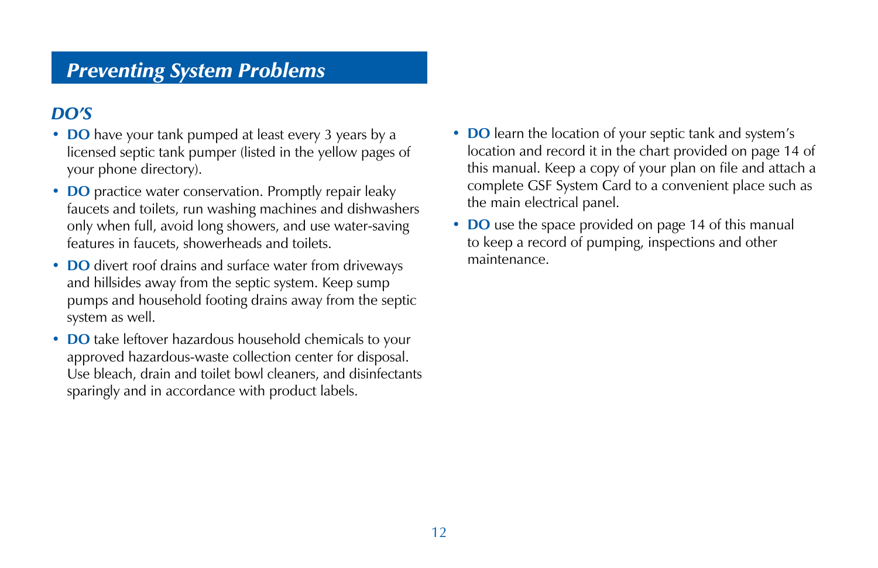## *Preventing System Problems*

### *DO'S*

- **DO** have your tank pumped at least every 3 years by a licensed septic tank pumper (listed in the yellow pages of your phone directory).
- **DO** practice water conservation. Promptly repair leaky faucets and toilets, run washing machines and dishwashers only when full, avoid long showers, and use water-saving features in faucets, showerheads and toilets.
- **DO** divert roof drains and surface water from driveways and hillsides away from the septic system. Keep sump pumps and household footing drains away from the septic system as well.
- **DO** take leftover hazardous household chemicals to your approved hazardous-waste collection center for disposal. Use bleach, drain and toilet bowl cleaners, and disinfectants sparingly and in accordance with product labels.
- **DO** learn the location of your septic tank and system's location and record it in the chart provided on page 14 of this manual. Keep a copy of your plan on file and attach a complete GSF System Card to a convenient place such as the main electrical panel.
- **DO** use the space provided on page 14 of this manual to keep a record of pumping, inspections and other maintenance.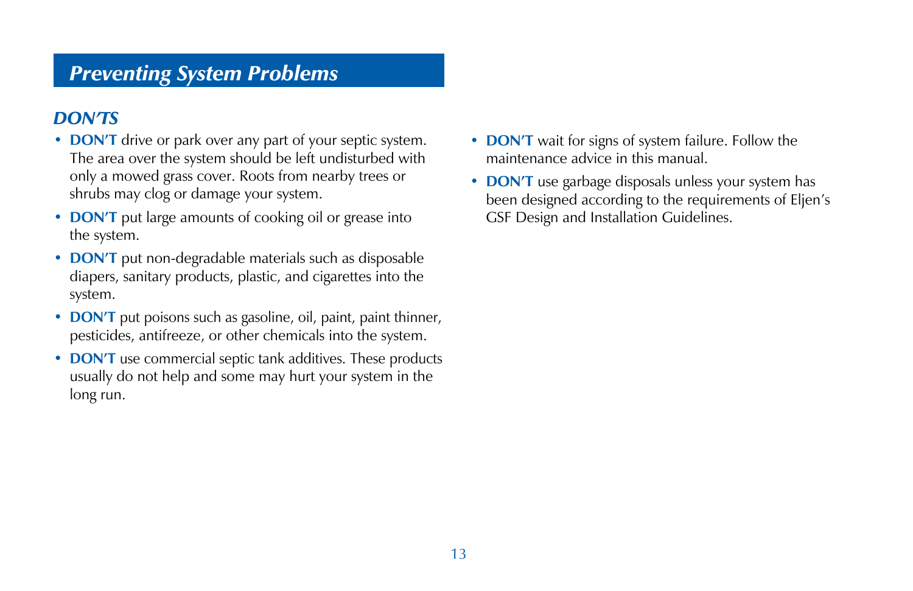## *Preventing System Problems*

### *DON'TS*

- **DON'T** drive or park over any part of your septic system. The area over the system should be left undisturbed with only a mowed grass cover. Roots from nearby trees or shrubs may clog or damage your system.
- **DON'T** put large amounts of cooking oil or grease into the system.
- **DON'T** put non-degradable materials such as disposable diapers, sanitary products, plastic, and cigarettes into the system.
- **DON'T** put poisons such as gasoline, oil, paint, paint thinner, pesticides, antifreeze, or other chemicals into the system.
- **DON'T** use commercial septic tank additives. These products usually do not help and some may hurt your system in the long run.
- **DON'T** wait for signs of system failure. Follow the maintenance advice in this manual.
- **DON'T** use garbage disposals unless your system has been designed according to the requirements of Eljen's GSF Design and Installation Guidelines.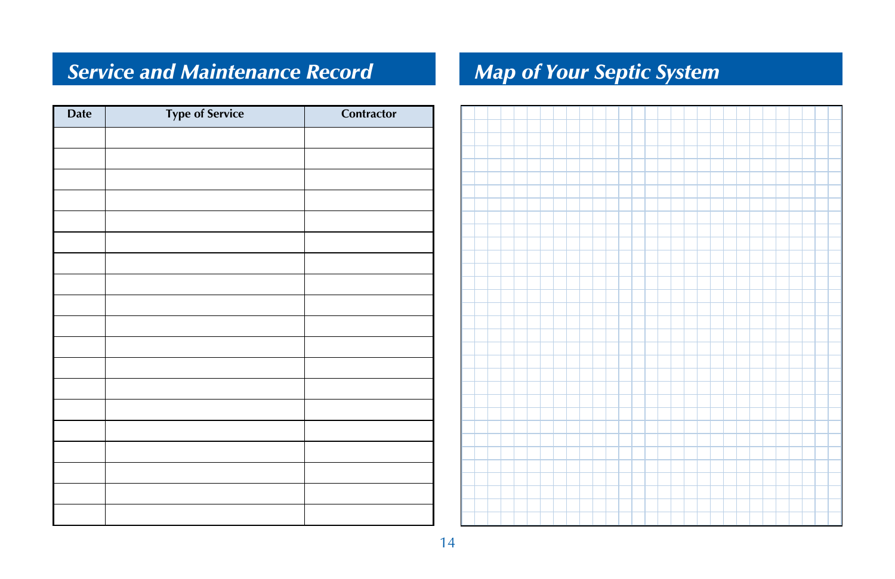## Service and Maintenance Record

| Date | Type of Service | Contractor |
|---|---|---|
| | | |
| | | |
| | | |
| | | |
| | | |
| | | |
| | | |
| | | |
| | | |
| | | |
| | | |
| | | |
| | | |
| | | |
| | | |
| | | |
| | | |
| | | |
| | | |

## Map of Your Septic System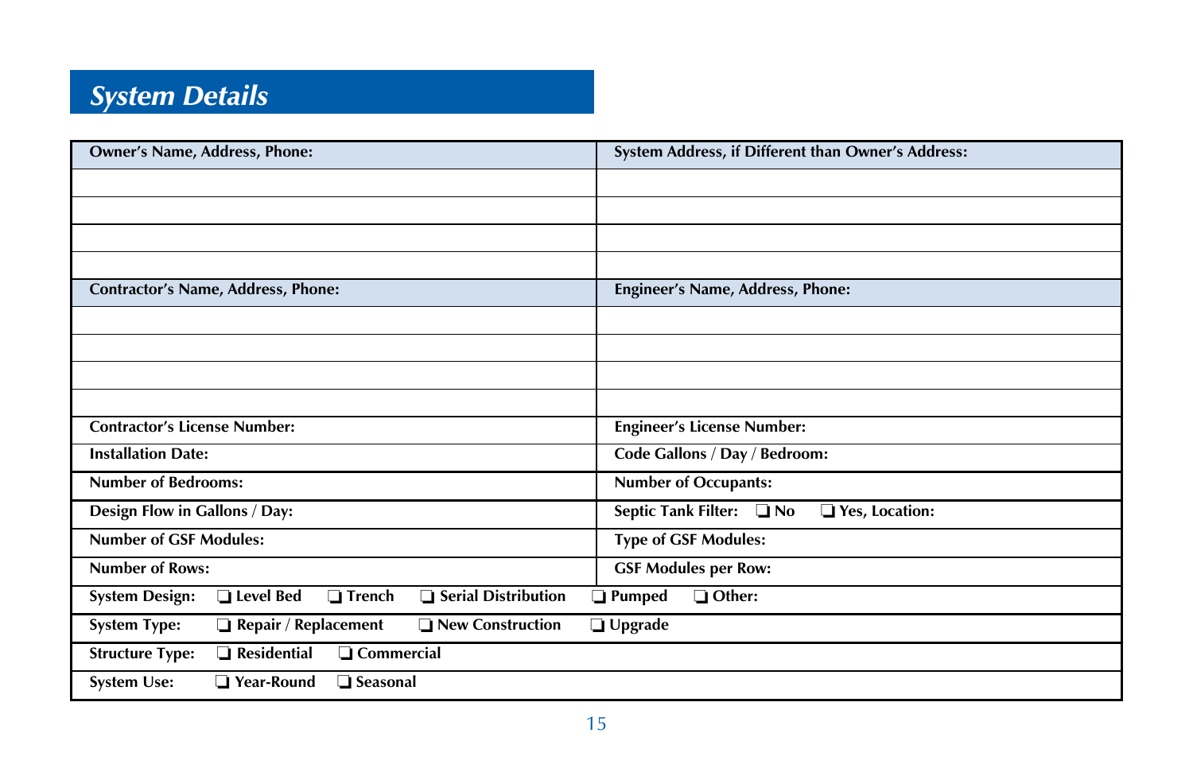## *System Details*

| Owner's Name, Address, Phone: | System Address, if Different than Owner's Address: |
|---|---|
| | |
| | |
| | |
| | |
| **Contractor's Name, Address, Phone:** | **Engineer's Name, Address, Phone:** |
| | |
| | |
| | |
| | |
| **Contractor's License Number:** | **Engineer's License Number:** |
| **Installation Date:** | **Code Gallons / Day / Bedroom:** |
| **Number of Bedrooms:** | **Number of Occupants:** |
| **Design Flow in Gallons / Day:** | **Septic Tank Filter:** ❑ No ❑ Yes, Location: |
| **Number of GSF Modules:** | **Type of GSF Modules:** |
| **Number of Rows:** | **GSF Modules per Row:** |
| **System Design:** ❑ Level Bed ❑ Trench ❑ Serial Distribution ❑ Pumped ❑ Other: | |
| **System Type:** ❑ Repair / Replacement ❑ New Construction ❑ Upgrade | |
| **Structure Type:** ❑ Residential ❑ Commercial | |
| **System Use:** ❑ Year-Round ❑ Seasonal | |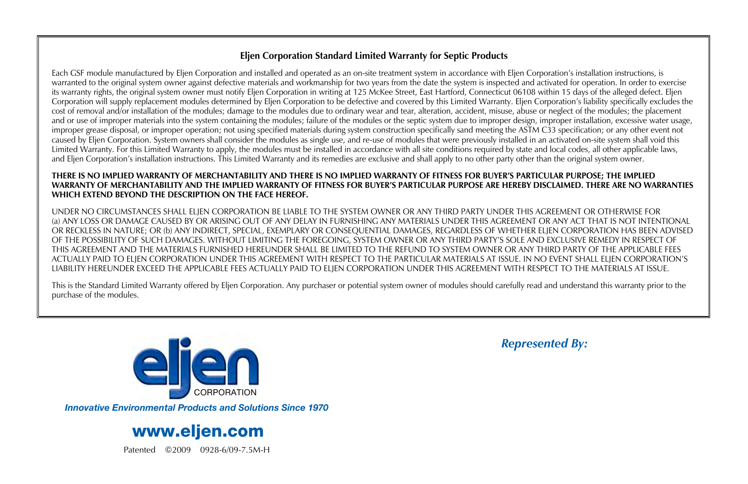## Eljen Corporation Standard Limited Warranty for Septic Products

Each GSF module manufactured by Eljen Corporation and installed and operated as an on-site treatment system in accordance with Eljen Corporation's installation instructions, is warranted to the original system owner against defective materials and workmanship for two years from the date the system is inspected and activated for operation. In order to exercise its warranty rights, the original system owner must notify Eljen Corporation in writing at 125 McKee Street, East Hartford, Connecticut 06108 within 15 days of the alleged defect. Eljen Corporation will supply replacement modules determined by Eljen Corporation to be defective and covered by this Limited Warranty. Eljen Corporation's liability specifically excludes the cost of removal and/or installation of the modules; damage to the modules due to ordinary wear and tear, alteration, accident, misuse, abuse or neglect of the modules; the placement and or use of improper materials into the system containing the modules; failure of the modules or the septic system due to improper design, improper installation, excessive water usage, improper grease disposal, or improper operation; not using specified materials during system construction specifically sand meeting the ASTM C33 specification; or any other event not caused by Eljen Corporation. System owners shall consider the modules as single use, and re-use of modules that were previously installed in an activated on-site system shall void this Limited Warranty. For this Limited Warranty to apply, the modules must be installed in accordance with all site conditions required by state and local codes, all other applicable laws, and Eljen Corporation's installation instructions. This Limited Warranty and its remedies are exclusive and shall apply to no other party other than the original system owner.

**THERE IS NO IMPLIED WARRANTY OF MERCHANTABILITY AND THERE IS NO IMPLIED WARRANTY OF FITNESS FOR BUYER'S PARTICULAR PURPOSE; THE IMPLIED WARRANTY OF MERCHANTABILITY AND THE IMPLIED WARRANTY OF FITNESS FOR BUYER'S PARTICULAR PURPOSE ARE HEREBY DISCLAIMED. THERE ARE NO WARRANTIES WHICH EXTEND BEYOND THE DESCRIPTION ON THE FACE HEREOF.**

UNDER NO CIRCUMSTANCES SHALL ELJEN CORPORATION BE LIABLE TO THE SYSTEM OWNER OR ANY THIRD PARTY UNDER THIS AGREEMENT OR OTHERWISE FOR (a) ANY LOSS OR DAMAGE CAUSED BY OR ARISING OUT OF ANY DELAY IN FURNISHING ANY MATERIALS UNDER THIS AGREEMENT OR ANY ACT THAT IS NOT INTENTIONAL OR RECKLESS IN NATURE; OR (b) ANY INDIRECT, SPECIAL, EXEMPLARY OR CONSEQUENTIAL DAMAGES, REGARDLESS OF WHETHER ELJEN CORPORATION HAS BEEN ADVISED OF THE POSSIBILITY OF SUCH DAMAGES. WITHOUT LIMITING THE FOREGOING, SYSTEM OWNER OR ANY THIRD PARTY'S SOLE AND EXCLUSIVE REMEDY IN RESPECT OF THIS AGREEMENT AND THE MATERIALS FURNISHED HEREUNDER SHALL BE LIMITED TO THE REFUND TO SYSTEM OWNER OR ANY THIRD PARTY OF THE APPLICABLE FEES ACTUALLY PAID TO ELJEN CORPORATION UNDER THIS AGREEMENT WITH RESPECT TO THE PARTICULAR MATERIALS AT ISSUE. IN NO EVENT SHALL ELJEN CORPORATION'S LIABILITY HEREUNDER EXCEED THE APPLICABLE FEES ACTUALLY PAID TO ELJEN CORPORATION UNDER THIS AGREEMENT WITH RESPECT TO THE MATERIALS AT ISSUE.

This is the Standard Limited Warranty offered by Eljen Corporation. Any purchaser or potential system owner of modules should carefully read and understand this warranty prior to the purchase of the modules.

eljen CORPORATION

*Innovative Environmental Products and Solutions Since 1970*

**www.eljen.com**

Patented ©2009 0928-6/09-7.5M-H

***Represented By:***